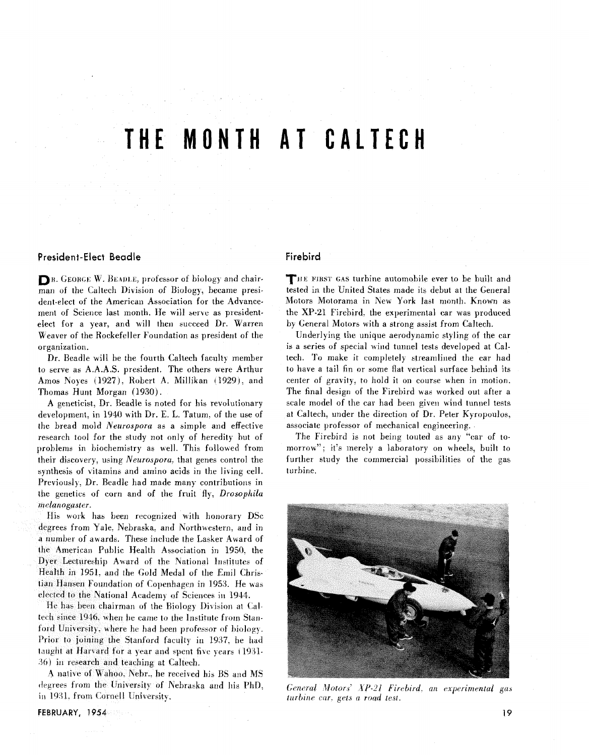# THE MONTH AT CALTECH

## President-Elect Beadle

DR. GEORGE W. BEADLE, professor of biology and chairman of the Caltech Division of Biology, became president-elect of the American Association for the Advancement of Science last month. He will serve as president-elect for a year, and will then succeed Dr. Warren Weaver of the Rockefeller Foundation as president of the organization.

Dr. Beadle will be the fourth Caltech faculty member to serve as A.A.A.S. president. The others were Arthur Amos Noyes (1927), Robert A. Millikan (1929), and Thomas Hunt Morgan (1930).

A geneticist, Dr. Beadle is noted for his revolutionary development, in 1940 with Dr. E. L. Tatum, of the use of the bread mold *Neurospora* as a simple and effective research tool for the study not only of heredity but of problems in biochemistry as well. This followed from their discovery, using *Neurospora*, that genes control the synthesis of vitamins and amino acids in the living cell. Previously, Dr. Beadle had made many contributions in the genetics of corn and of the fruit fly, *Drosophila melanogaster*.

His work has been recognized with honorary DSc degrees from Yale, Nebraska, and Northwestern, and in a number of awards. These include the Lasker Award of the American Public Health Association in 1950, the Dyer Lectureship Award of the National Institutes of Health in 1951, and the Gold Medal of the Emil Christian Hansen Foundation of Copenhagen in 1953. He was elected to the National Academy of Sciences in 1944.

He has been chairman of the Biology Division at Caltech since 1946, when he came to the Institute from Stanford University, where he had been professor of biology. Prior to joining the Stanford faculty in 1937, he had taught at Harvard for a year and spent five years (1931-36) in research and teaching at Caltech.

A native of Wahoo, Nebr., he received his BS and MS degrees from the University of Nebraska and his PhD, in 1931, from Cornell University.

## Firebird

THE FIRST GAS turbine automobile ever to be built and tested in the United States made its debut at the General Motors Motorama in New York last month. Known as the XP-21 Firebird, the experimental car was produced by General Motors with a strong assist from Caltech.

Underlying the unique aerodynamic styling of the car is a series of special wind tunnel tests developed at Caltech. To make it completely streamlined the car had to have a tail fin or some flat vertical surface behind its center of gravity, to hold it on course when in motion. The final design of the Firebird was worked out after a scale model of the car had been given wind tunnel tests at Caltech, under the direction of Dr. Peter Kyropoulos, associate professor of mechanical engineering.

The Firebird is not being touted as any "car of tomorrow"; it's merely a laboratory on wheels, built to further study the commercial possibilities of the gas turbine.

*General Motors' XP-21 Firebird, an experimental gas turbine car, gets a road test.*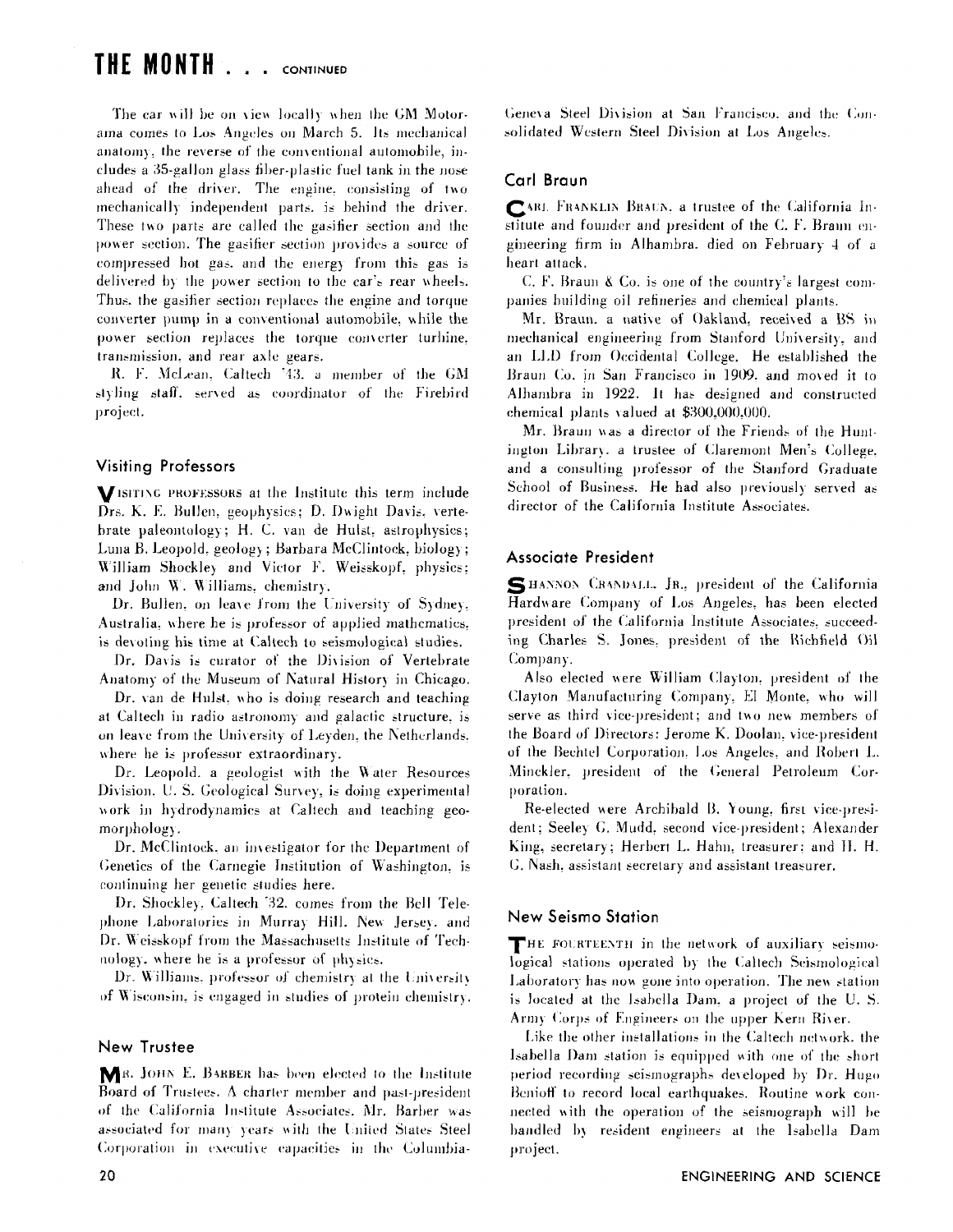## THE MONTH . . . CONTINUED

The car will be on view locally when the GM Motorama comes to Los Angeles on March 5. Its mechanical anatomy, the reverse of the conventional automobile, includes a 35-gallon glass fiber-plastic fuel tank in the nose ahead of the driver. The engine, consisting of two mechanically independent parts, is behind the driver. These two parts are called the gasifier section and the power section. The gasifier section provides a source of compressed hot gas, and the energy from this gas is delivered by the power section to the car's rear wheels. Thus, the gasifier section replaces the engine and torque converter pump in a conventional automobile, while the power section replaces the torque converter turbine, transmission, and rear axle gears.

R. F. McLean, Caltech '43, a member of the GM styling staff, served as coordinator of the Firebird project.

### Visiting Professors

VISITING PROFESSORS at the Institute this term include Drs. K. E. Bullen, geophysics; D. Dwight Davis, vertebrate paleontology; H. C. van de Hulst, astrophysics; Luna B. Leopold, geology; Barbara McClintock, biology; William Shockley and Victor F. Weisskopf, physics; and John W. Williams, chemistry.

Dr. Bullen, on leave from the University of Sydney, Australia, where he is professor of applied mathematics, is devoting his time at Caltech to seismological studies.

Dr. Davis is curator of the Division of Vertebrate Anatomy of the Museum of Natural History in Chicago.

Dr. van de Hulst, who is doing research and teaching at Caltech in radio astronomy and galactic structure, is on leave from the University of Leyden, the Netherlands, where he is professor extraordinary.

Dr. Leopold, a geologist with the Water Resources Division, U. S. Geological Survey, is doing experimental work in hydrodynamics at Caltech and teaching geomorphology.

Dr. McClintock, an investigator for the Department of Genetics of the Carnegie Institution of Washington, is continuing her genetic studies here.

Dr. Shockley, Caltech '32, comes from the Bell Telephone Laboratories in Murray Hill, New Jersey, and Dr. Weisskopf from the Massachusetts Institute of Technology, where he is a professor of physics.

Dr. Williams, professor of chemistry at the University of Wisconsin, is engaged in studies of protein chemistry.

### New Trustee

MR. JOHN E. BARBER has been elected to the Institute Board of Trustees. A charter member and past-president of the California Institute Associates, Mr. Barber was associated for many years with the United States Steel Corporation in executive capacities in the Columbia-Geneva Steel Division at San Francisco, and the Consolidated Western Steel Division at Los Angeles.

### Carl Braun

CARL FRANKLIN BRAUN, a trustee of the California Institute and founder and president of the C. F. Braun engineering firm in Alhambra, died on February 4 of a heart attack.

C. F. Braun & Co. is one of the country's largest companies building oil refineries and chemical plants.

Mr. Braun, a native of Oakland, received a BS in mechanical engineering from Stanford University, and an LLD from Occidental College. He established the Braun Co. in San Francisco in 1909, and moved it to Alhambra in 1922. It has designed and constructed chemical plants valued at $300,000,000.

Mr. Braun was a director of the Friends of the Huntington Library, a trustee of Claremont Men's College, and a consulting professor of the Stanford Graduate School of Business. He had also previously served as director of the California Institute Associates.

### Associate President

SHANNON CRANDALL, JR., president of the California Hardware Company of Los Angeles, has been elected president of the California Institute Associates, succeeding Charles S. Jones, president of the Richfield Oil Company.

Also elected were William Clayton, president of the Clayton Manufacturing Company, El Monte, who will serve as third vice-president; and two new members of the Board of Directors: Jerome K. Doolan, vice-president of the Bechtel Corporation, Los Angeles, and Robert L. Minckler, president of the General Petroleum Corporation.

Re-elected were Archibald B. Young, first vice-president; Seeley G. Mudd, second vice-president; Alexander King, secretary; Herbert L. Hahn, treasurer; and H. H. G. Nash, assistant secretary and assistant treasurer.

### New Seismo Station

THE FOURTEENTH in the network of auxiliary seismological stations operated by the Caltech Seismological Laboratory has now gone into operation. The new station is located at the Isabella Dam, a project of the U. S. Army Corps of Engineers on the upper Kern River.

Like the other installations in the Caltech network, the Isabella Dam station is equipped with one of the short period recording seismographs developed by Dr. Hugo Benioff to record local earthquakes. Routine work connected with the operation of the seismograph will be handled by resident engineers at the Isabella Dam project.